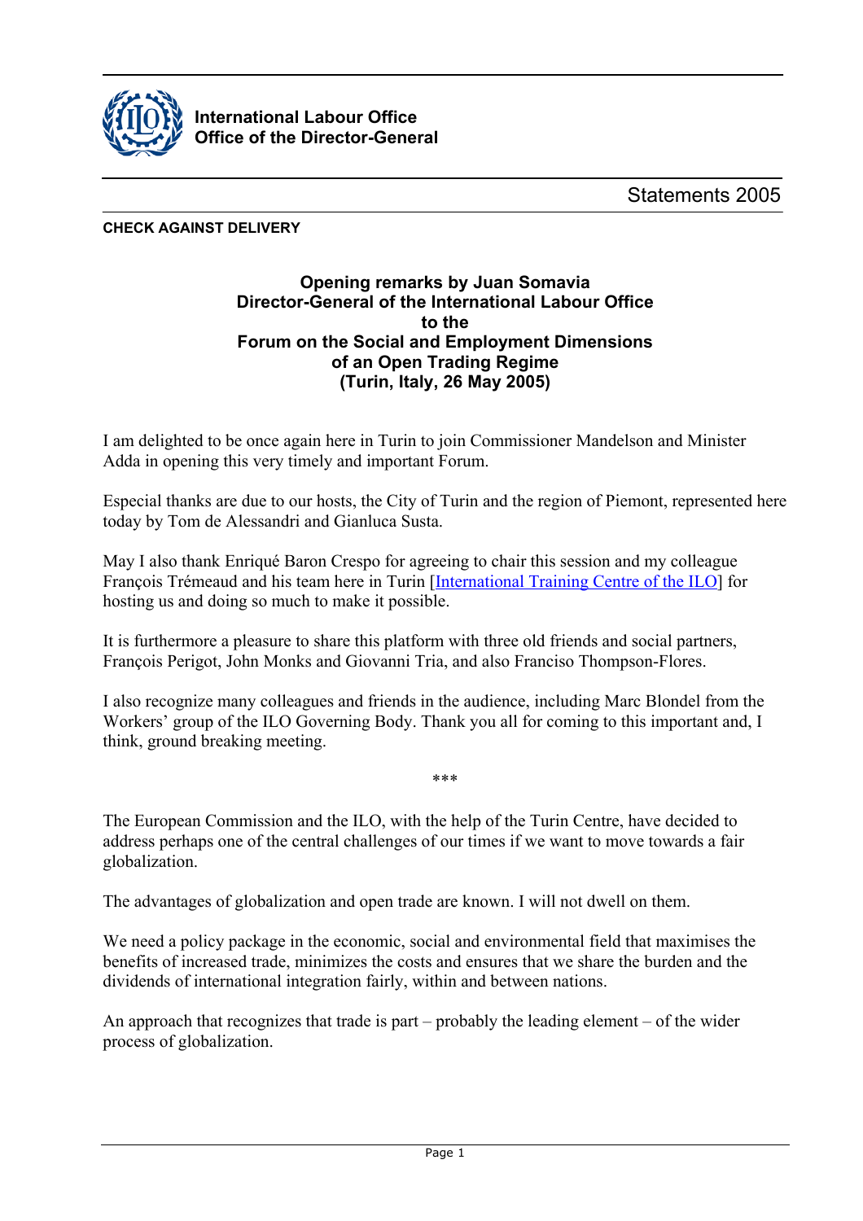International Labour Office
Office of the Director-General

Statements 2005

**CHECK AGAINST DELIVERY**

## Opening remarks by Juan Somavia Director-General of the International Labour Office to the Forum on the Social and Employment Dimensions of an Open Trading Regime (Turin, Italy, 26 May 2005)

I am delighted to be once again here in Turin to join Commissioner Mandelson and Minister Adda in opening this very timely and important Forum.

Especial thanks are due to our hosts, the City of Turin and the region of Piemont, represented here today by Tom de Alessandri and Gianluca Susta.

May I also thank Enriqué Baron Crespo for agreeing to chair this session and my colleague François Trémeaud and his team here in Turin [International Training Centre of the ILO] for hosting us and doing so much to make it possible.

It is furthermore a pleasure to share this platform with three old friends and social partners, François Perigot, John Monks and Giovanni Tria, and also Franciso Thompson-Flores.

I also recognize many colleagues and friends in the audience, including Marc Blondel from the Workers' group of the ILO Governing Body. Thank you all for coming to this important and, I think, ground breaking meeting.

***

The European Commission and the ILO, with the help of the Turin Centre, have decided to address perhaps one of the central challenges of our times if we want to move towards a fair globalization.

The advantages of globalization and open trade are known. I will not dwell on them.

We need a policy package in the economic, social and environmental field that maximises the benefits of increased trade, minimizes the costs and ensures that we share the burden and the dividends of international integration fairly, within and between nations.

An approach that recognizes that trade is part – probably the leading element – of the wider process of globalization.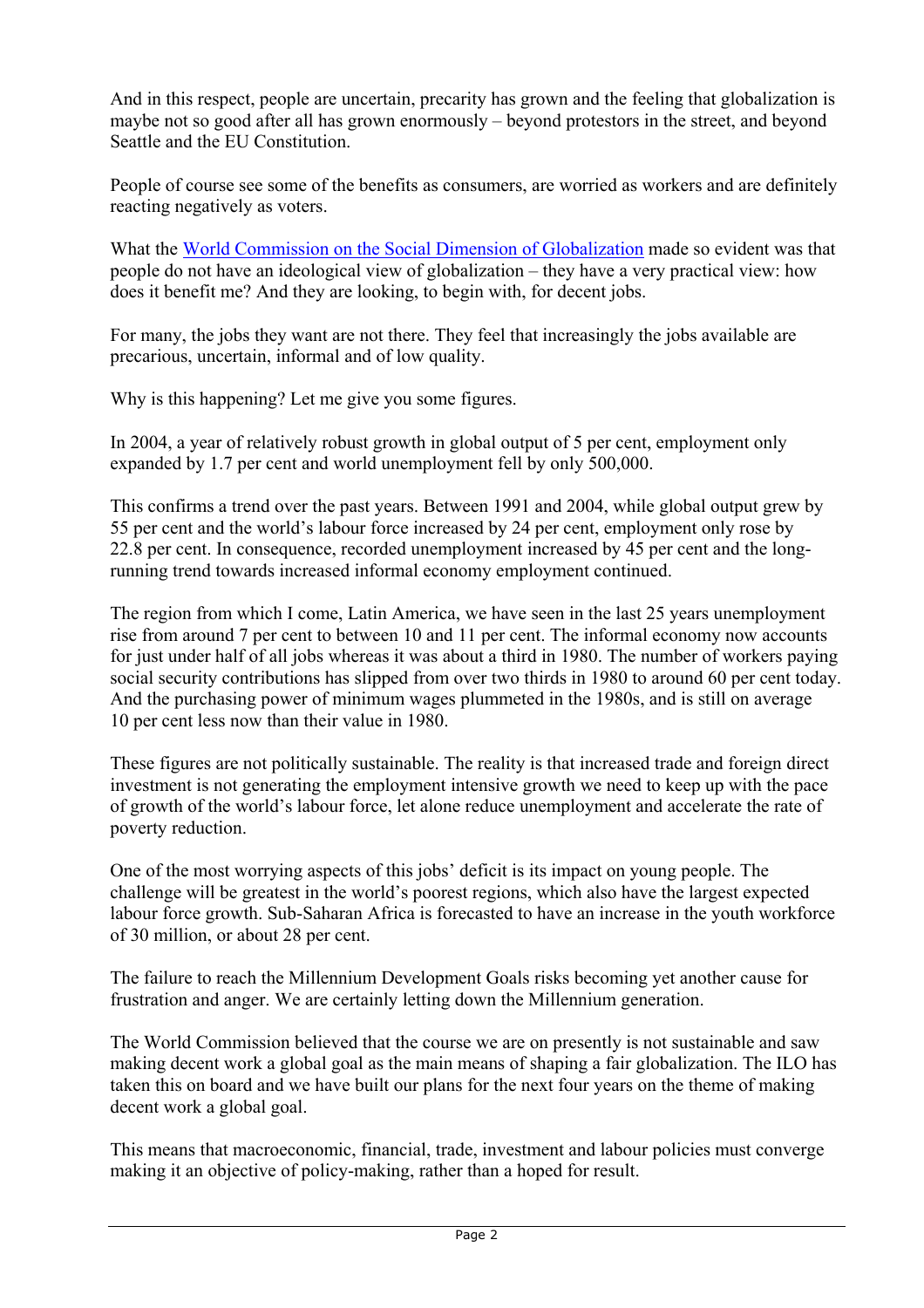And in this respect, people are uncertain, precarity has grown and the feeling that globalization is maybe not so good after all has grown enormously – beyond protestors in the street, and beyond Seattle and the EU Constitution.

People of course see some of the benefits as consumers, are worried as workers and are definitely reacting negatively as voters.

What the World Commission on the Social Dimension of Globalization made so evident was that people do not have an ideological view of globalization – they have a very practical view: how does it benefit me? And they are looking, to begin with, for decent jobs.

For many, the jobs they want are not there. They feel that increasingly the jobs available are precarious, uncertain, informal and of low quality.

Why is this happening? Let me give you some figures.

In 2004, a year of relatively robust growth in global output of 5 per cent, employment only expanded by 1.7 per cent and world unemployment fell by only 500,000.

This confirms a trend over the past years. Between 1991 and 2004, while global output grew by 55 per cent and the world's labour force increased by 24 per cent, employment only rose by 22.8 per cent. In consequence, recorded unemployment increased by 45 per cent and the long-running trend towards increased informal economy employment continued.

The region from which I come, Latin America, we have seen in the last 25 years unemployment rise from around 7 per cent to between 10 and 11 per cent. The informal economy now accounts for just under half of all jobs whereas it was about a third in 1980. The number of workers paying social security contributions has slipped from over two thirds in 1980 to around 60 per cent today. And the purchasing power of minimum wages plummeted in the 1980s, and is still on average 10 per cent less now than their value in 1980.

These figures are not politically sustainable. The reality is that increased trade and foreign direct investment is not generating the employment intensive growth we need to keep up with the pace of growth of the world's labour force, let alone reduce unemployment and accelerate the rate of poverty reduction.

One of the most worrying aspects of this jobs' deficit is its impact on young people. The challenge will be greatest in the world's poorest regions, which also have the largest expected labour force growth. Sub-Saharan Africa is forecasted to have an increase in the youth workforce of 30 million, or about 28 per cent.

The failure to reach the Millennium Development Goals risks becoming yet another cause for frustration and anger. We are certainly letting down the Millennium generation.

The World Commission believed that the course we are on presently is not sustainable and saw making decent work a global goal as the main means of shaping a fair globalization. The ILO has taken this on board and we have built our plans for the next four years on the theme of making decent work a global goal.

This means that macroeconomic, financial, trade, investment and labour policies must converge making it an objective of policy-making, rather than a hoped for result.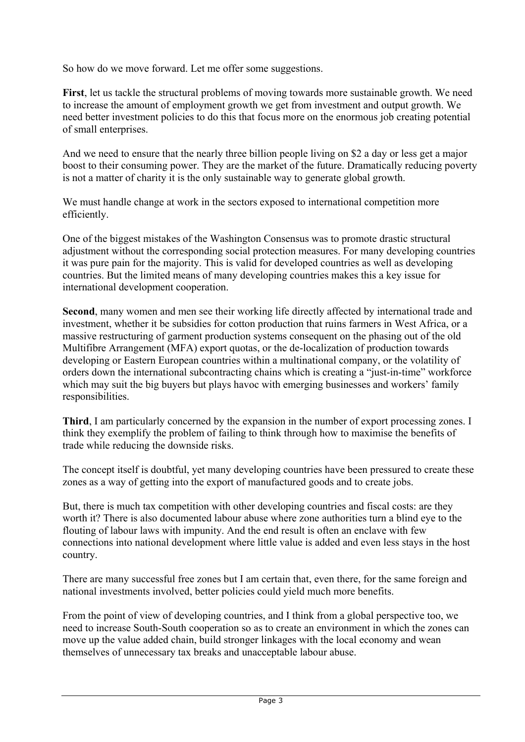So how do we move forward. Let me offer some suggestions.

**First**, let us tackle the structural problems of moving towards more sustainable growth. We need to increase the amount of employment growth we get from investment and output growth. We need better investment policies to do this that focus more on the enormous job creating potential of small enterprises.

And we need to ensure that the nearly three billion people living on $2 a day or less get a major boost to their consuming power. They are the market of the future. Dramatically reducing poverty is not a matter of charity it is the only sustainable way to generate global growth.

We must handle change at work in the sectors exposed to international competition more efficiently.

One of the biggest mistakes of the Washington Consensus was to promote drastic structural adjustment without the corresponding social protection measures. For many developing countries it was pure pain for the majority. This is valid for developed countries as well as developing countries. But the limited means of many developing countries makes this a key issue for international development cooperation.

**Second**, many women and men see their working life directly affected by international trade and investment, whether it be subsidies for cotton production that ruins farmers in West Africa, or a massive restructuring of garment production systems consequent on the phasing out of the old Multifibre Arrangement (MFA) export quotas, or the de-localization of production towards developing or Eastern European countries within a multinational company, or the volatility of orders down the international subcontracting chains which is creating a "just-in-time" workforce which may suit the big buyers but plays havoc with emerging businesses and workers' family responsibilities.

**Third**, I am particularly concerned by the expansion in the number of export processing zones. I think they exemplify the problem of failing to think through how to maximise the benefits of trade while reducing the downside risks.

The concept itself is doubtful, yet many developing countries have been pressured to create these zones as a way of getting into the export of manufactured goods and to create jobs.

But, there is much tax competition with other developing countries and fiscal costs: are they worth it? There is also documented labour abuse where zone authorities turn a blind eye to the flouting of labour laws with impunity. And the end result is often an enclave with few connections into national development where little value is added and even less stays in the host country.

There are many successful free zones but I am certain that, even there, for the same foreign and national investments involved, better policies could yield much more benefits.

From the point of view of developing countries, and I think from a global perspective too, we need to increase South-South cooperation so as to create an environment in which the zones can move up the value added chain, build stronger linkages with the local economy and wean themselves of unnecessary tax breaks and unacceptable labour abuse.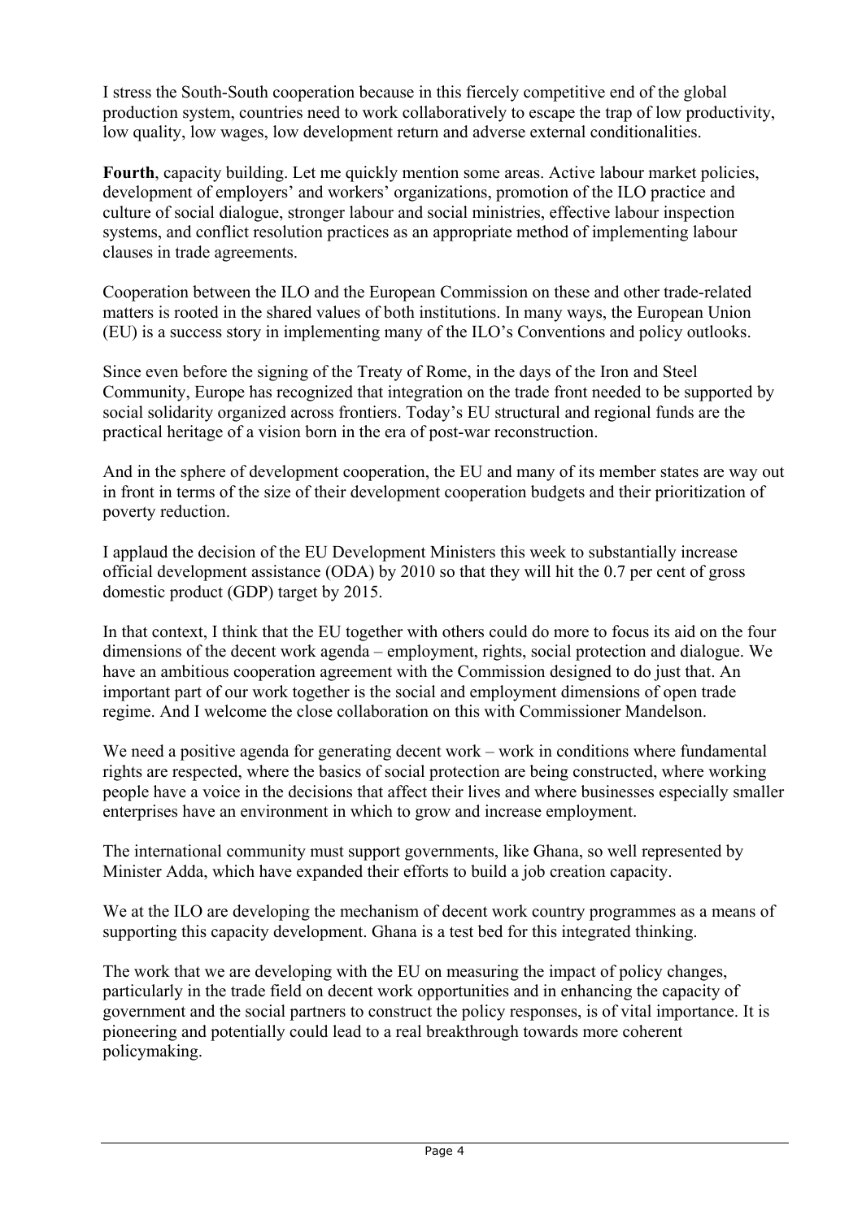I stress the South-South cooperation because in this fiercely competitive end of the global production system, countries need to work collaboratively to escape the trap of low productivity, low quality, low wages, low development return and adverse external conditionalities.

**Fourth**, capacity building. Let me quickly mention some areas. Active labour market policies, development of employers' and workers' organizations, promotion of the ILO practice and culture of social dialogue, stronger labour and social ministries, effective labour inspection systems, and conflict resolution practices as an appropriate method of implementing labour clauses in trade agreements.

Cooperation between the ILO and the European Commission on these and other trade-related matters is rooted in the shared values of both institutions. In many ways, the European Union (EU) is a success story in implementing many of the ILO's Conventions and policy outlooks.

Since even before the signing of the Treaty of Rome, in the days of the Iron and Steel Community, Europe has recognized that integration on the trade front needed to be supported by social solidarity organized across frontiers. Today's EU structural and regional funds are the practical heritage of a vision born in the era of post-war reconstruction.

And in the sphere of development cooperation, the EU and many of its member states are way out in front in terms of the size of their development cooperation budgets and their prioritization of poverty reduction.

I applaud the decision of the EU Development Ministers this week to substantially increase official development assistance (ODA) by 2010 so that they will hit the 0.7 per cent of gross domestic product (GDP) target by 2015.

In that context, I think that the EU together with others could do more to focus its aid on the four dimensions of the decent work agenda – employment, rights, social protection and dialogue. We have an ambitious cooperation agreement with the Commission designed to do just that. An important part of our work together is the social and employment dimensions of open trade regime. And I welcome the close collaboration on this with Commissioner Mandelson.

We need a positive agenda for generating decent work – work in conditions where fundamental rights are respected, where the basics of social protection are being constructed, where working people have a voice in the decisions that affect their lives and where businesses especially smaller enterprises have an environment in which to grow and increase employment.

The international community must support governments, like Ghana, so well represented by Minister Adda, which have expanded their efforts to build a job creation capacity.

We at the ILO are developing the mechanism of decent work country programmes as a means of supporting this capacity development. Ghana is a test bed for this integrated thinking.

The work that we are developing with the EU on measuring the impact of policy changes, particularly in the trade field on decent work opportunities and in enhancing the capacity of government and the social partners to construct the policy responses, is of vital importance. It is pioneering and potentially could lead to a real breakthrough towards more coherent policymaking.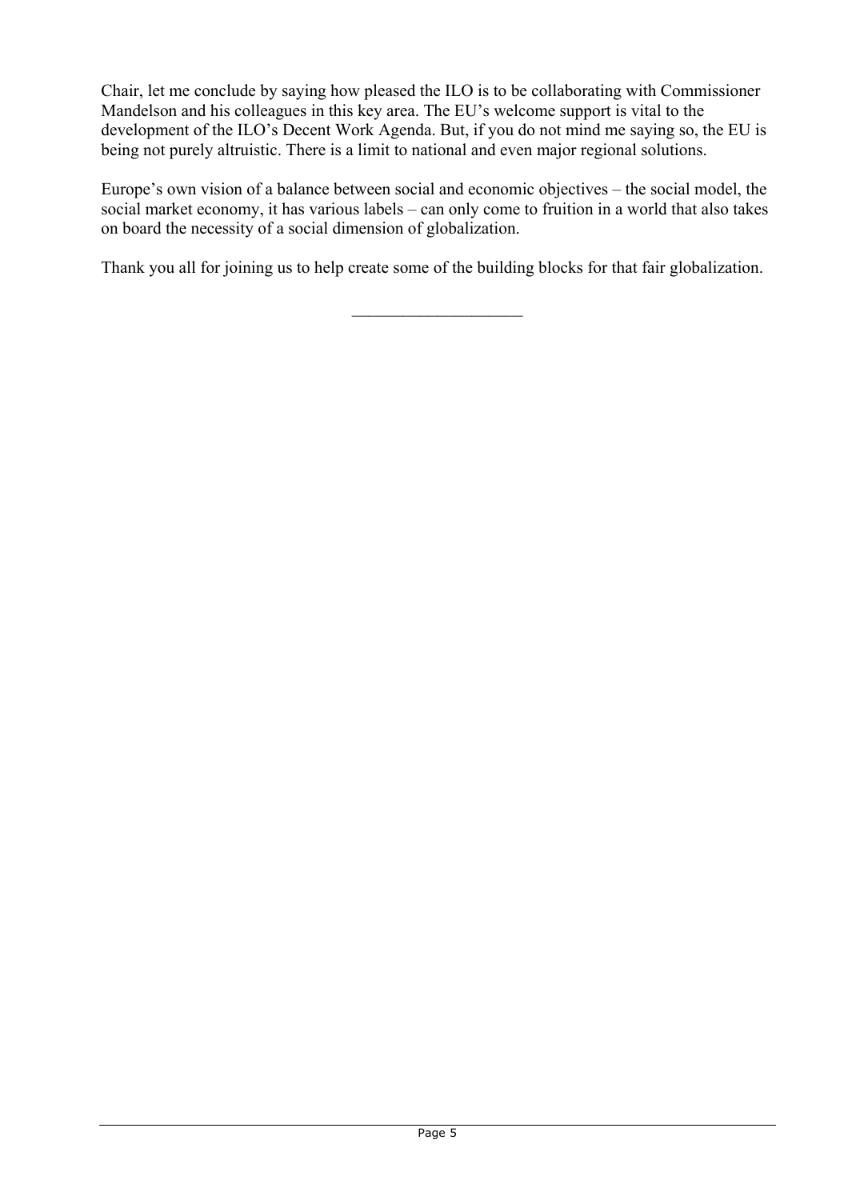Chair, let me conclude by saying how pleased the ILO is to be collaborating with Commissioner Mandelson and his colleagues in this key area. The EU's welcome support is vital to the development of the ILO's Decent Work Agenda. But, if you do not mind me saying so, the EU is being not purely altruistic. There is a limit to national and even major regional solutions.

Europe's own vision of a balance between social and economic objectives – the social model, the social market economy, it has various labels – can only come to fruition in a world that also takes on board the necessity of a social dimension of globalization.

Thank you all for joining us to help create some of the building blocks for that fair globalization.

---